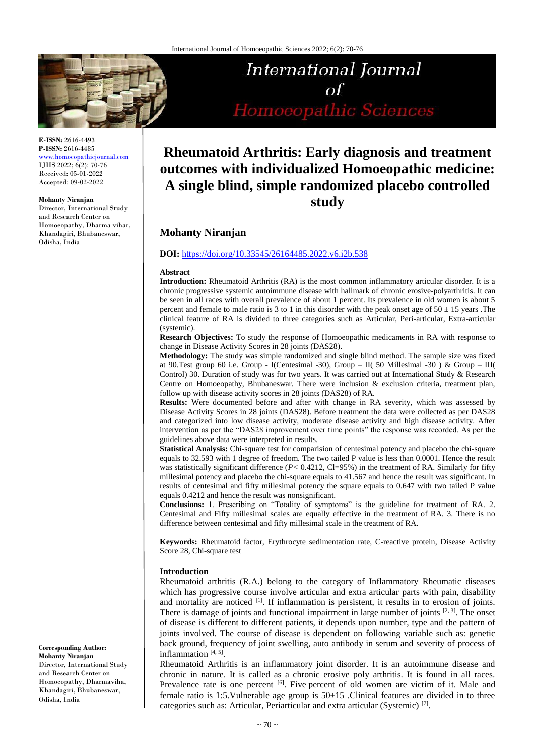# Rheumatoid Arthritis: Early diagnosis and treatment outcomes with individualized Homoeopathic medicine: A single blind, simple randomized placebo controlled study

**E-ISSN:** 2616-4493
**P-ISSN:** 2616-4485
www.homoeopathicjournal.com
IJHS 2022; 6(2): 70-76
Received: 05-01-2022
Accepted: 09-02-2022

**Mohanty Niranjan**
Director, International Study and Research Center on Homoeopathy, Dharma vihar, Khandagiri, Bhubaneswar, Odisha, India

**Corresponding Author:**
**Mohanty Niranjan**
Director, International Study and Research Center on Homoeopathy, Dharmaviha, Khandagiri, Bhubaneswar, Odisha, India

## Mohanty Niranjan

**DOI:** https://doi.org/10.33545/26164485.2022.v6.i2b.538

### Abstract

**Introduction:** Rheumatoid Arthritis (RA) is the most common inflammatory articular disorder. It is a chronic progressive systemic autoimmune disease with hallmark of chronic erosive-polyarthritis. It can be seen in all races with overall prevalence of about 1 percent. Its prevalence in old women is about 5 percent and female to male ratio is 3 to 1 in this disorder with the peak onset age of 50 ± 15 years .The clinical feature of RA is divided to three categories such as Articular, Peri-articular, Extra-articular (systemic).

**Research Objectives:** To study the response of Homoeopathic medicaments in RA with response to change in Disease Activity Scores in 28 joints (DAS28).

**Methodology:** The study was simple randomized and single blind method. The sample size was fixed at 90.Test group 60 i.e. Group - I(Centesimal -30), Group – II( 50 Millesimal -30 ) & Group – III( Control) 30. Duration of study was for two years. It was carried out at International Study & Research Centre on Homoeopathy, Bhubaneswar. There were inclusion & exclusion criteria, treatment plan, follow up with disease activity scores in 28 joints (DAS28) of RA.

**Results:** Were documented before and after with change in RA severity, which was assessed by Disease Activity Scores in 28 joints (DAS28). Before treatment the data were collected as per DAS28 and categorized into low disease activity, moderate disease activity and high disease activity. After intervention as per the "DAS28 improvement over time points" the response was recorded. As per the guidelines above data were interpreted in results.

**Statistical Analysis:** Chi-square test for comparision of centesimal potency and placebo the chi-square equals to 32.593 with 1 degree of freedom. The two tailed P value is less than 0.0001. Hence the result was statistically significant difference (*P*< 0.4212, Cl=95%) in the treatment of RA. Similarly for fifty millesimal potency and placebo the chi-square equals to 41.567 and hence the result was significant. In results of centesimal and fifty millesimal potency the square equals to 0.647 with two tailed P value equals 0.4212 and hence the result was nonsignificant.

**Conclusions:** 1. Prescribing on "Totality of symptoms" is the guideline for treatment of RA. 2. Centesimal and Fifty millesimal scales are equally effective in the treatment of RA. 3. There is no difference between centesimal and fifty millesimal scale in the treatment of RA.

**Keywords:** Rheumatoid factor, Erythrocyte sedimentation rate, C-reactive protein, Disease Activity Score 28, Chi-square test

### Introduction

Rheumatoid arthritis (R.A.) belong to the category of Inflammatory Rheumatic diseases which has progressive course involve articular and extra articular parts with pain, disability and mortality are noticed [1]. If inflammation is persistent, it results in to erosion of joints. There is damage of joints and functional impairment in large number of joints [2, 3]. The onset of disease is different to different patients, it depends upon number, type and the pattern of joints involved. The course of disease is dependent on following variable such as: genetic back ground, frequency of joint swelling, auto antibody in serum and severity of process of inflammation [4, 5].

Rheumatoid Arthritis is an inflammatory joint disorder. It is an autoimmune disease and chronic in nature. It is called as a chronic erosive poly arthritis. It is found in all races. Prevalence rate is one percent [6]. Five percent of old women are victim of it. Male and female ratio is 1:5.Vulnerable age group is 50±15 .Clinical features are divided in to three categories such as: Articular, Periarticular and extra articular (Systemic) [7].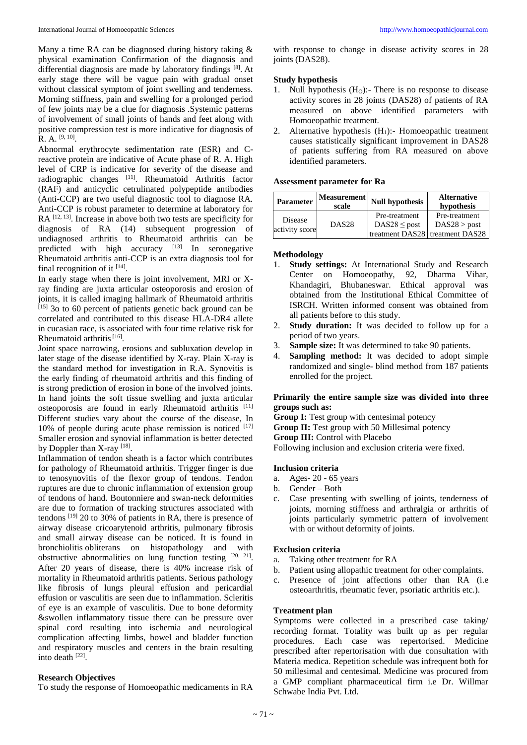Many a time RA can be diagnosed during history taking & physical examination Confirmation of the diagnosis and differential diagnosis are made by laboratory findings [8]. At early stage there will be vague pain with gradual onset without classical symptom of joint swelling and tenderness. Morning stiffness, pain and swelling for a prolonged period of few joints may be a clue for diagnosis .Systemic patterns of involvement of small joints of hands and feet along with positive compression test is more indicative for diagnosis of R. A. [9, 10].

Abnormal erythrocyte sedimentation rate (ESR) and C-reactive protein are indicative of Acute phase of R. A. High level of CRP is indicative for severity of the disease and radiographic changes [11]. Rheumatoid Arthritis factor (RAF) and anticyclic cetrulinated polypeptide antibodies (Anti-CCP) are two useful diagnostic tool to diagnose RA. Anti-CCP is robust parameter to determine at laboratory for RA [12, 13]. Increase in above both two tests are specificity for diagnosis of RA (14) subsequent progression of undiagnosed arthritis to Rheumatoid arthritis can be predicted with high accuracy [13] In seronegative Rheumatoid arthritis anti-CCP is an extra diagnosis tool for final recognition of it [14].

In early stage when there is joint involvement, MRI or X-ray finding are juxta articular osteoporosis and erosion of joints, it is called imaging hallmark of Rheumatoid arthritis [15] 3o to 60 percent of patients genetic back ground can be correlated and contributed to this disease HLA-DR4 allete in cucasian race, is associated with four time relative risk for Rheumatoid arthritis [16].

Joint space narrowing, erosions and subluxation develop in later stage of the disease identified by X-ray. Plain X-ray is the standard method for investigation in R.A. Synovitis is the early finding of rheumatoid arthritis and this finding of is strong prediction of erosion in bone of the involved joints. In hand joints the soft tissue swelling and juxta articular osteoporosis are found in early Rheumatoid arthritis [11] Different studies vary about the course of the disease, In 10% of people during acute phase remission is noticed [17] Smaller erosion and synovial inflammation is better detected by Doppler than X-ray [18].

Inflammation of tendon sheath is a factor which contributes for pathology of Rheumatoid arthritis. Trigger finger is due to tenosynovitis of the flexor group of tendons. Tendon ruptures are due to chronic inflammation of extension group of tendons of hand. Boutonniere and swan-neck deformities are due to formation of tracking structures associated with tendons [19] 20 to 30% of patients in RA, there is presence of airway disease cricoarytenoid arthritis, pulmonary fibrosis and small airway disease can be noticed. It is found in bronchiolitis obliterans on histopathology and with obstructive abnormalities on lung function testing [20, 21]. After 20 years of disease, there is 40% increase risk of mortality in Rheumatoid arthritis patients. Serious pathology like fibrosis of lungs pleural effusion and pericardial effusion or vasculitis are seen due to inflammation. Scleritis of eye is an example of vasculitis. Due to bone deformity &swollen inflammatory tissue there can be pressure over spinal cord resulting into ischemia and neurological complication affecting limbs, bowel and bladder function and respiratory muscles and centers in the brain resulting into death [22].

### Research Objectives

To study the response of Homoeopathic medicaments in RA with response to change in disease activity scores in 28 joints (DAS28).

### Study hypothesis

1. Null hypothesis ($H_O$):- There is no response to disease activity scores in 28 joints (DAS28) of patients of RA measured on above identified parameters with Homoeopathic treatment.
2. Alternative hypothesis ($H_1$):- Homoeopathic treatment causes statistically significant improvement in DAS28 of patients suffering from RA measured on above identified parameters.

### Assessment parameter for Ra

| Parameter | Measurement scale | Null hypothesis | Alternative hypothesis |
|---|---|---|---|
| Disease activity score | DAS28 | Pre-treatment DAS28 ≤ post treatment DAS28 | Pre-treatment DAS28 > post treatment DAS28 |

### Methodology

1. **Study settings:** At International Study and Research Center on Homoeopathy, 92, Dharma Vihar, Khandagiri, Bhubaneswar. Ethical approval was obtained from the Institutional Ethical Committee of ISRCH. Written informed consent was obtained from all patients before to this study.
2. **Study duration:** It was decided to follow up for a period of two years.
3. **Sample size:** It was determined to take 90 patients.
4. **Sampling method:** It was decided to adopt simple randomized and single- blind method from 187 patients enrolled for the project.

### Primarily the entire sample size was divided into three groups such as:

**Group I:** Test group with centesimal potency
**Group II:** Test group with 50 Millesimal potency
**Group III:** Control with Placebo

Following inclusion and exclusion criteria were fixed.

### Inclusion criteria

a. Ages- 20 - 65 years
b. Gender – Both
c. Case presenting with swelling of joints, tenderness of joints, morning stiffness and arthralgia or arthritis of joints particularly symmetric pattern of involvement with or without deformity of joints.

### Exclusion criteria

a. Taking other treatment for RA
b. Patient using allopathic treatment for other complaints.
c. Presence of joint affections other than RA (i.e osteoarthritis, rheumatic fever, psoriatic arthritis etc.).

### Treatment plan

Symptoms were collected in a prescribed case taking/ recording format. Totality was built up as per regular procedures. Each case was repertorised. Medicine prescribed after repertorisation with due consultation with Materia medica. Repetition schedule was infrequent both for 50 millesimal and centesimal. Medicine was procured from a GMP compliant pharmaceutical firm i.e Dr. Willmar Schwabe India Pvt. Ltd.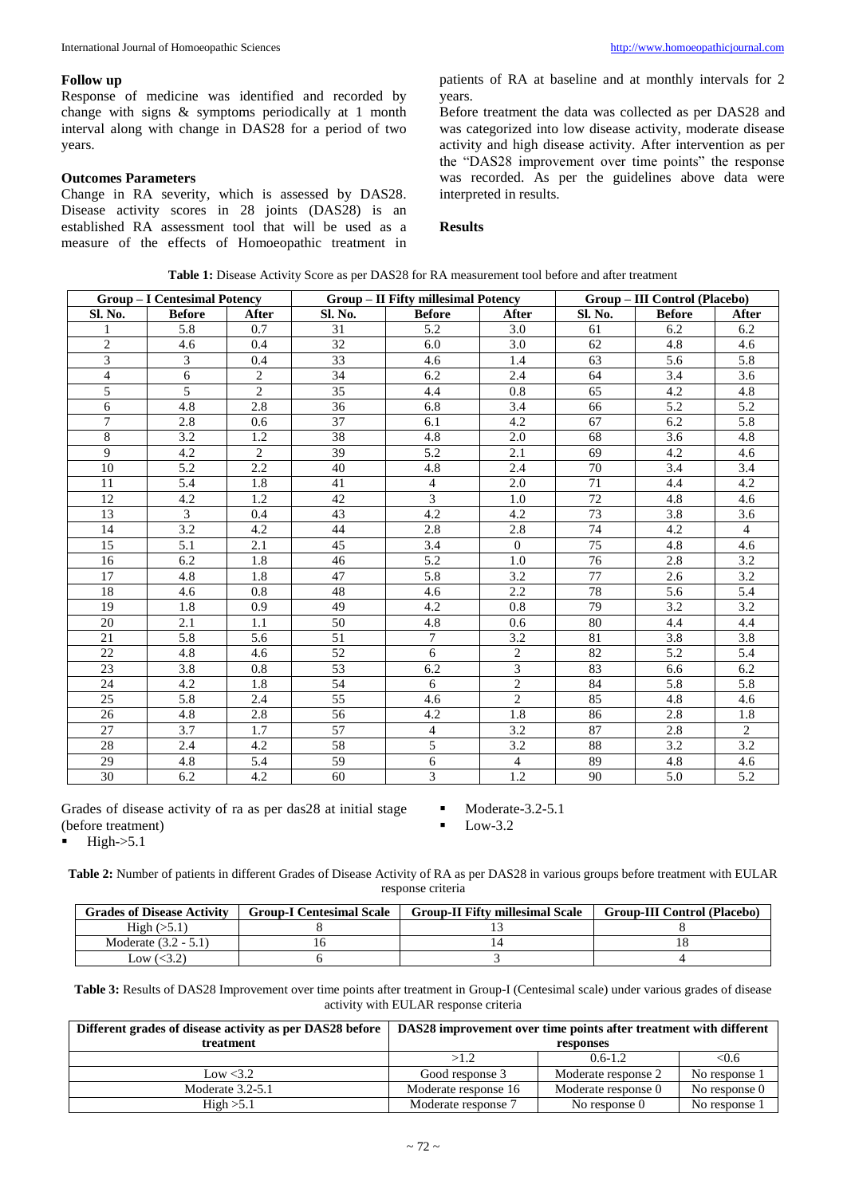### Follow up

Response of medicine was identified and recorded by change with signs & symptoms periodically at 1 month interval along with change in DAS28 for a period of two years.

### Outcomes Parameters

Change in RA severity, which is assessed by DAS28. Disease activity scores in 28 joints (DAS28) is an established RA assessment tool that will be used as a measure of the effects of Homoeopathic treatment in patients of RA at baseline and at monthly intervals for 2 years.

Before treatment the data was collected as per DAS28 and was categorized into low disease activity, moderate disease activity and high disease activity. After intervention as per the "DAS28 improvement over time points" the response was recorded. As per the guidelines above data were interpreted in results.

## Results

**Table 1:** Disease Activity Score as per DAS28 for RA measurement tool before and after treatment

| Group – I Centesimal Potency | | | Group – II Fifty millesimal Potency | | | Group – III Control (Placebo) | | |
|---|---|---|---|---|---|---|---|---|
| Sl. No. | Before | After | Sl. No. | Before | After | Sl. No. | Before | After |
| 1 | 5.8 | 0.7 | 31 | 5.2 | 3.0 | 61 | 6.2 | 6.2 |
| 2 | 4.6 | 0.4 | 32 | 6.0 | 3.0 | 62 | 4.8 | 4.6 |
| 3 | 3 | 0.4 | 33 | 4.6 | 1.4 | 63 | 5.6 | 5.8 |
| 4 | 6 | 2 | 34 | 6.2 | 2.4 | 64 | 3.4 | 3.6 |
| 5 | 5 | 2 | 35 | 4.4 | 0.8 | 65 | 4.2 | 4.8 |
| 6 | 4.8 | 2.8 | 36 | 6.8 | 3.4 | 66 | 5.2 | 5.2 |
| 7 | 2.8 | 0.6 | 37 | 6.1 | 4.2 | 67 | 6.2 | 5.8 |
| 8 | 3.2 | 1.2 | 38 | 4.8 | 2.0 | 68 | 3.6 | 4.8 |
| 9 | 4.2 | 2 | 39 | 5.2 | 2.1 | 69 | 4.2 | 4.6 |
| 10 | 5.2 | 2.2 | 40 | 4.8 | 2.4 | 70 | 3.4 | 3.4 |
| 11 | 5.4 | 1.8 | 41 | 4 | 2.0 | 71 | 4.4 | 4.2 |
| 12 | 4.2 | 1.2 | 42 | 3 | 1.0 | 72 | 4.8 | 4.6 |
| 13 | 3 | 0.4 | 43 | 4.2 | 4.2 | 73 | 3.8 | 3.6 |
| 14 | 3.2 | 4.2 | 44 | 2.8 | 2.8 | 74 | 4.2 | 4 |
| 15 | 5.1 | 2.1 | 45 | 3.4 | 0 | 75 | 4.8 | 4.6 |
| 16 | 6.2 | 1.8 | 46 | 5.2 | 1.0 | 76 | 2.8 | 3.2 |
| 17 | 4.8 | 1.8 | 47 | 5.8 | 3.2 | 77 | 2.6 | 3.2 |
| 18 | 4.6 | 0.8 | 48 | 4.6 | 2.2 | 78 | 5.6 | 5.4 |
| 19 | 1.8 | 0.9 | 49 | 4.2 | 0.8 | 79 | 3.2 | 3.2 |
| 20 | 2.1 | 1.1 | 50 | 4.8 | 0.6 | 80 | 4.4 | 4.4 |
| 21 | 5.8 | 5.6 | 51 | 7 | 3.2 | 81 | 3.8 | 3.8 |
| 22 | 4.8 | 4.6 | 52 | 6 | 2 | 82 | 5.2 | 5.4 |
| 23 | 3.8 | 0.8 | 53 | 6.2 | 3 | 83 | 6.6 | 6.2 |
| 24 | 4.2 | 1.8 | 54 | 6 | 2 | 84 | 5.8 | 5.8 |
| 25 | 5.8 | 2.4 | 55 | 4.6 | 2 | 85 | 4.8 | 4.6 |
| 26 | 4.8 | 2.8 | 56 | 4.2 | 1.8 | 86 | 2.8 | 1.8 |
| 27 | 3.7 | 1.7 | 57 | 4 | 3.2 | 87 | 2.8 | 2 |
| 28 | 2.4 | 4.2 | 58 | 5 | 3.2 | 88 | 3.2 | 3.2 |
| 29 | 4.8 | 5.4 | 59 | 6 | 4 | 89 | 4.8 | 4.6 |
| 30 | 6.2 | 4.2 | 60 | 3 | 1.2 | 90 | 5.0 | 5.2 |

Grades of disease activity of ra as per das28 at initial stage (before treatment)

- High->5.1
- Moderate-3.2-5.1
- Low-3.2

**Table 2:** Number of patients in different Grades of Disease Activity of RA as per DAS28 in various groups before treatment with EULAR response criteria

| Grades of Disease Activity | Group-I Centesimal Scale | Group-II Fifty millesimal Scale | Group-III Control (Placebo) |
|---|---|---|---|
| High (>5.1) | 8 | 13 | 8 |
| Moderate (3.2 - 5.1) | 16 | 14 | 18 |
| Low (<3.2) | 6 | 3 | 4 |

**Table 3:** Results of DAS28 Improvement over time points after treatment in Group-I (Centesimal scale) under various grades of disease activity with EULAR response criteria

| Different grades of disease activity as per DAS28 before treatment | DAS28 improvement over time points after treatment with different responses | | |
|---|---|---|---|
| | >1.2 | 0.6-1.2 | <0.6 |
| Low <3.2 | Good response 3 | Moderate response 2 | No response 1 |
| Moderate 3.2-5.1 | Moderate response 16 | Moderate response 0 | No response 0 |
| High >5.1 | Moderate response 7 | No response 0 | No response 1 |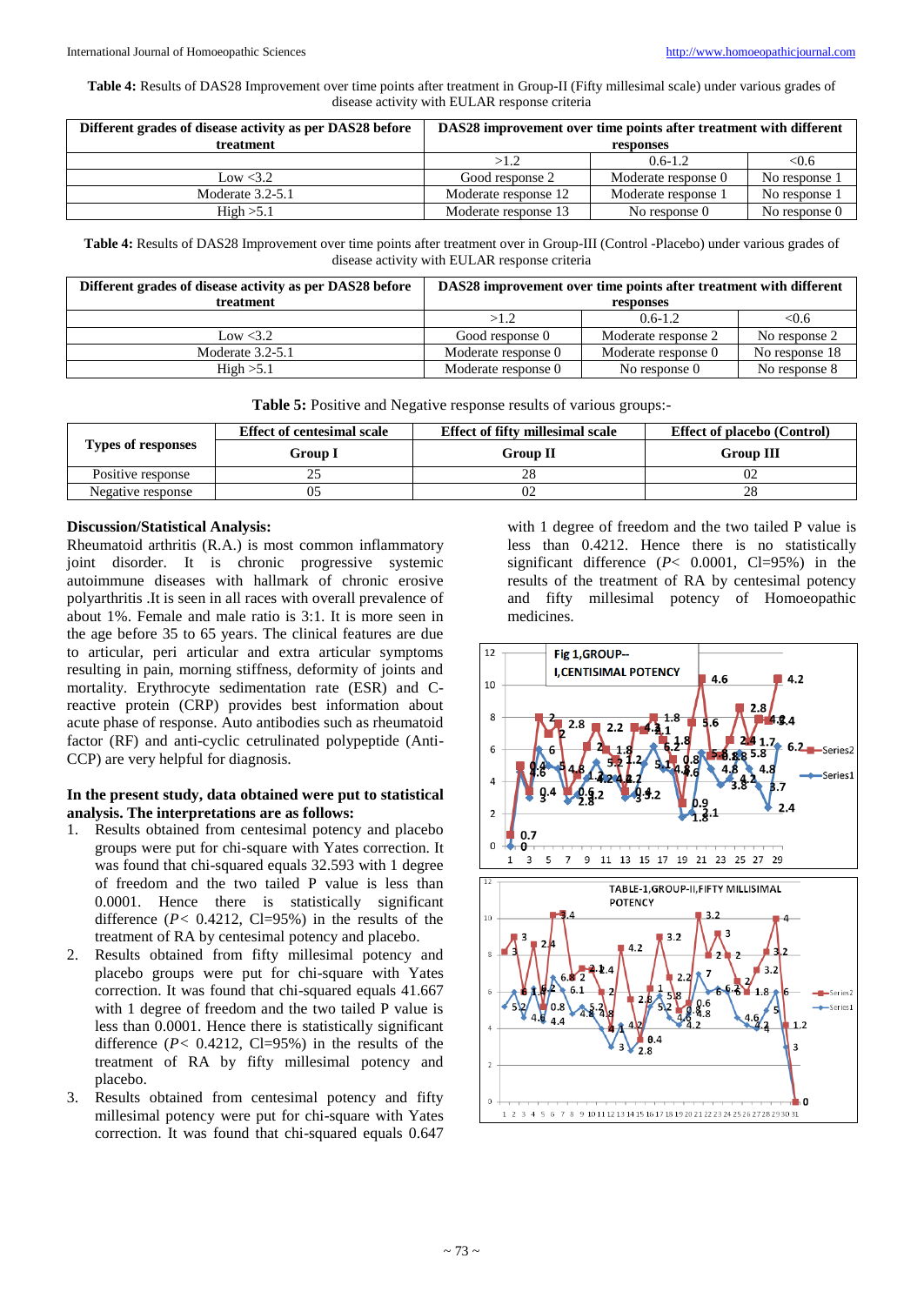**Table 4:** Results of DAS28 Improvement over time points after treatment in Group-II (Fifty millesimal scale) under various grades of disease activity with EULAR response criteria

| Different grades of disease activity as per DAS28 before treatment | DAS28 improvement over time points after treatment with different responses | | |
|---|---|---|---|
| | >1.2 | 0.6-1.2 | <0.6 |
| Low <3.2 | Good response 2 | Moderate response 0 | No response 1 |
| Moderate 3.2-5.1 | Moderate response 12 | Moderate response 1 | No response 1 |
| High >5.1 | Moderate response 13 | No response 0 | No response 0 |

**Table 4:** Results of DAS28 Improvement over time points after treatment over in Group-III (Control -Placebo) under various grades of disease activity with EULAR response criteria

| Different grades of disease activity as per DAS28 before treatment | DAS28 improvement over time points after treatment with different responses | | |
|---|---|---|---|
| | >1.2 | 0.6-1.2 | <0.6 |
| Low <3.2 | Good response 0 | Moderate response 2 | No response 2 |
| Moderate 3.2-5.1 | Moderate response 0 | Moderate response 0 | No response 18 |
| High >5.1 | Moderate response 0 | No response 0 | No response 8 |

**Table 5:** Positive and Negative response results of various groups:-

| Types of responses | Effect of centesimal scale | Effect of fifty millesimal scale | Effect of placebo (Control) |
|---|---|---|---|
| | Group I | Group II | Group III |
| Positive response | 25 | 28 | 02 |
| Negative response | 05 | 02 | 28 |

**Discussion/Statistical Analysis:**

Rheumatoid arthritis (R.A.) is most common inflammatory joint disorder. It is chronic progressive systemic autoimmune diseases with hallmark of chronic erosive polyarthritis .It is seen in all races with overall prevalence of about 1%. Female and male ratio is 3:1. It is more seen in the age before 35 to 65 years. The clinical features are due to articular, peri articular and extra articular symptoms resulting in pain, morning stiffness, deformity of joints and mortality. Erythrocyte sedimentation rate (ESR) and C-reactive protein (CRP) provides best information about acute phase of response. Auto antibodies such as rheumatoid factor (RF) and anti-cyclic cetrulinated polypeptide (Anti-CCP) are very helpful for diagnosis.

**In the present study, data obtained were put to statistical analysis. The interpretations are as follows:**

1. Results obtained from centesimal potency and placebo groups were put for chi-square with Yates correction. It was found that chi-squared equals 32.593 with 1 degree of freedom and the two tailed P value is less than 0.0001. Hence there is statistically significant difference ($P <$ 0.4212, CI=95%) in the results of the treatment of RA by centesimal potency and placebo.
2. Results obtained from fifty millesimal potency and placebo groups were put for chi-square with Yates correction. It was found that chi-squared equals 41.667 with 1 degree of freedom and the two tailed P value is less than 0.0001. Hence there is statistically significant difference ($P <$ 0.4212, CI=95%) in the results of the treatment of RA by fifty millesimal potency and placebo.
3. Results obtained from centesimal potency and fifty millesimal potency were put for chi-square with Yates correction. It was found that chi-squared equals 0.647 with 1 degree of freedom and the two tailed P value is less than 0.4212. Hence there is no statistically significant difference ($P <$ 0.0001, CI=95%) in the results of the treatment of RA by centesimal potency and fifty millesimal potency of Homoeopathic medicines.

Fig 1,GROUP--I,CENTISIMAL POTENCY

TABLE-1,GROUP-II,FIFTY MILLISIMAL POTENCY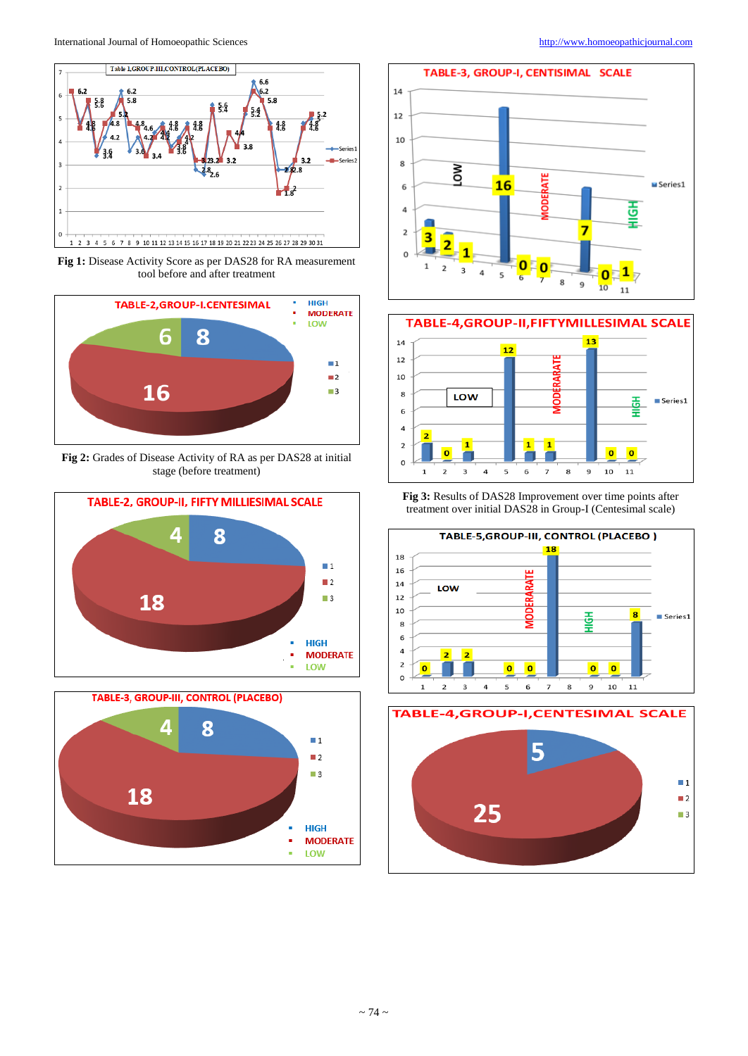Fig 1: Disease Activity Score as per DAS28 for RA measurement tool before and after treatment

Fig 2: Grades of Disease Activity of RA as per DAS28 at initial stage (before treatment)

Fig 3: Results of DAS28 Improvement over time points after treatment over initial DAS28 in Group-I (Centesimal scale)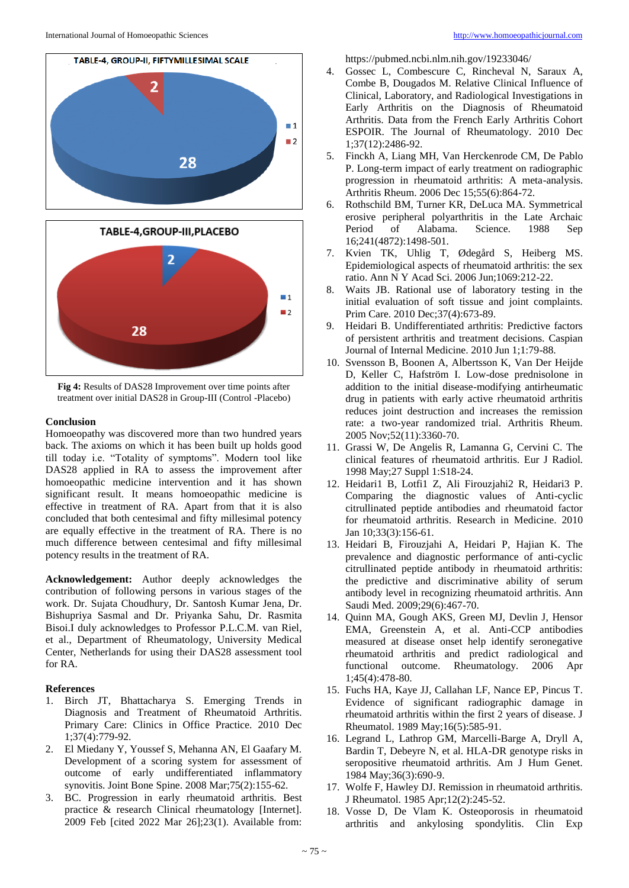TABLE-4, GROUP-II, FIFTYMILLESIMAL SCALE

TABLE-4,GROUP-III,PLACEBO

**Fig 4:** Results of DAS28 Improvement over time points after treatment over initial DAS28 in Group-III (Control -Placebo)

## Conclusion

Homoeopathy was discovered more than two hundred years back. The axioms on which it has been built up holds good till today i.e. "Totality of symptoms". Modern tool like DAS28 applied in RA to assess the improvement after homoeopathic medicine intervention and it has shown significant result. It means homoeopathic medicine is effective in treatment of RA. Apart from that it is also concluded that both centesimal and fifty millesimal potency are equally effective in the treatment of RA. There is no much difference between centesimal and fifty millesimal potency results in the treatment of RA.

**Acknowledgement:** Author deeply acknowledges the contribution of following persons in various stages of the work. Dr. Sujata Choudhury, Dr. Santosh Kumar Jena, Dr. Bishupriya Sasmal and Dr. Priyanka Sahu, Dr. Rasmita Bisoi.I duly acknowledges to Professor P.L.C.M. van Riel, et al., Department of Rheumatology, University Medical Center, Netherlands for using their DAS28 assessment tool for RA.

## References

1. Birch JT, Bhattacharya S. Emerging Trends in Diagnosis and Treatment of Rheumatoid Arthritis. Primary Care: Clinics in Office Practice. 2010 Dec 1;37(4):779-92.
2. El Miedany Y, Youssef S, Mehanna AN, El Gaafary M. Development of a scoring system for assessment of outcome of early undifferentiated inflammatory synovitis. Joint Bone Spine. 2008 Mar;75(2):155-62.
3. BC. Progression in early rheumatoid arthritis. Best practice & research Clinical rheumatology [Internet]. 2009 Feb [cited 2022 Mar 26];23(1). Available from: https://pubmed.ncbi.nlm.nih.gov/19233046/
4. Gossec L, Combescure C, Rincheval N, Saraux A, Combe B, Dougados M. Relative Clinical Influence of Clinical, Laboratory, and Radiological Investigations in Early Arthritis on the Diagnosis of Rheumatoid Arthritis. Data from the French Early Arthritis Cohort ESPOIR. The Journal of Rheumatology. 2010 Dec 1;37(12):2486-92.
5. Finckh A, Liang MH, Van Herckenrode CM, De Pablo P. Long-term impact of early treatment on radiographic progression in rheumatoid arthritis: A meta-analysis. Arthritis Rheum. 2006 Dec 15;55(6):864-72.
6. Rothschild BM, Turner KR, DeLuca MA. Symmetrical erosive peripheral polyarthritis in the Late Archaic Period of Alabama. Science. 1988 Sep 16;241(4872):1498-501.
7. Kvien TK, Uhlig T, Ødegård S, Heiberg MS. Epidemiological aspects of rheumatoid arthritis: the sex ratio. Ann N Y Acad Sci. 2006 Jun;1069:212-22.
8. Waits JB. Rational use of laboratory testing in the initial evaluation of soft tissue and joint complaints. Prim Care. 2010 Dec;37(4):673-89.
9. Heidari B. Undifferentiated arthritis: Predictive factors of persistent arthritis and treatment decisions. Caspian Journal of Internal Medicine. 2010 Jun 1;1:79-88.
10. Svensson B, Boonen A, Albertsson K, Van Der Heijde D, Keller C, Hafström I. Low-dose prednisolone in addition to the initial disease-modifying antirheumatic drug in patients with early active rheumatoid arthritis reduces joint destruction and increases the remission rate: a two-year randomized trial. Arthritis Rheum. 2005 Nov;52(11):3360-70.
11. Grassi W, De Angelis R, Lamanna G, Cervini C. The clinical features of rheumatoid arthritis. Eur J Radiol. 1998 May;27 Suppl 1:S18-24.
12. Heidari1 B, Lotfi1 Z, Ali Firouzjahi2 R, Heidari3 P. Comparing the diagnostic values of Anti-cyclic citrullinated peptide antibodies and rheumatoid factor for rheumatoid arthritis. Research in Medicine. 2010 Jan 10;33(3):156-61.
13. Heidari B, Firouzjahi A, Heidari P, Hajian K. The prevalence and diagnostic performance of anti-cyclic citrullinated peptide antibody in rheumatoid arthritis: the predictive and discriminative ability of serum antibody level in recognizing rheumatoid arthritis. Ann Saudi Med. 2009;29(6):467-70.
14. Quinn MA, Gough AKS, Green MJ, Devlin J, Hensor EMA, Greenstein A, et al. Anti-CCP antibodies measured at disease onset help identify seronegative rheumatoid arthritis and predict radiological and functional outcome. Rheumatology. 2006 Apr 1;45(4):478-80.
15. Fuchs HA, Kaye JJ, Callahan LF, Nance EP, Pincus T. Evidence of significant radiographic damage in rheumatoid arthritis within the first 2 years of disease. J Rheumatol. 1989 May;16(5):585-91.
16. Legrand L, Lathrop GM, Marcelli-Barge A, Dryll A, Bardin T, Debeyre N, et al. HLA-DR genotype risks in seropositive rheumatoid arthritis. Am J Hum Genet. 1984 May;36(3):690-9.
17. Wolfe F, Hawley DJ. Remission in rheumatoid arthritis. J Rheumatol. 1985 Apr;12(2):245-52.
18. Vosse D, De Vlam K. Osteoporosis in rheumatoid arthritis and ankylosing spondylitis. Clin Exp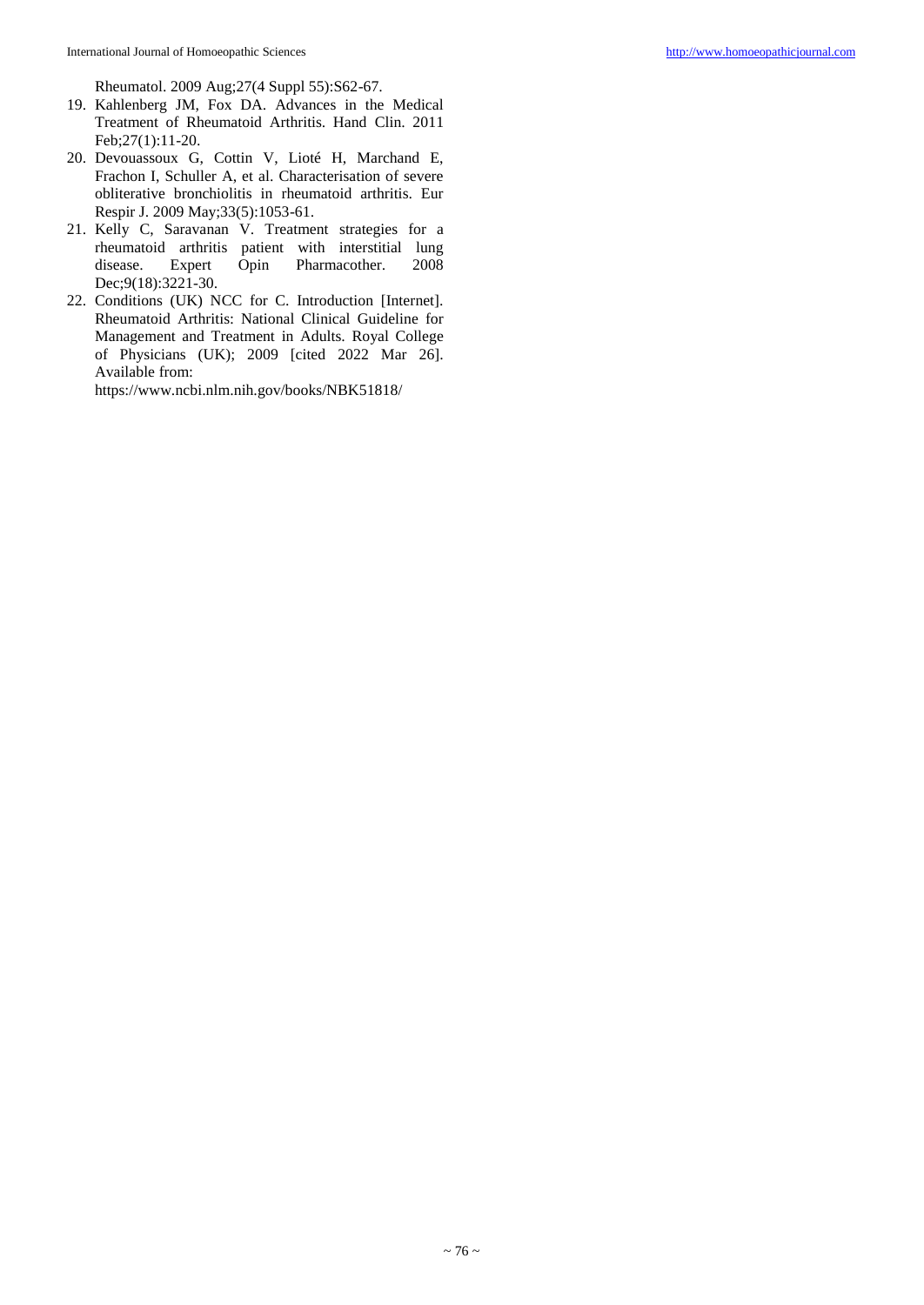Rheumatol. 2009 Aug;27(4 Suppl 55):S62-67.

19. Kahlenberg JM, Fox DA. Advances in the Medical Treatment of Rheumatoid Arthritis. Hand Clin. 2011 Feb;27(1):11-20.
20. Devouassoux G, Cottin V, Lioté H, Marchand E, Frachon I, Schuller A, et al. Characterisation of severe obliterative bronchiolitis in rheumatoid arthritis. Eur Respir J. 2009 May;33(5):1053-61.
21. Kelly C, Saravanan V. Treatment strategies for a rheumatoid arthritis patient with interstitial lung disease. Expert Opin Pharmacother. 2008 Dec;9(18):3221-30.
22. Conditions (UK) NCC for C. Introduction [Internet]. Rheumatoid Arthritis: National Clinical Guideline for Management and Treatment in Adults. Royal College of Physicians (UK); 2009 [cited 2022 Mar 26]. Available from: https://www.ncbi.nlm.nih.gov/books/NBK51818/